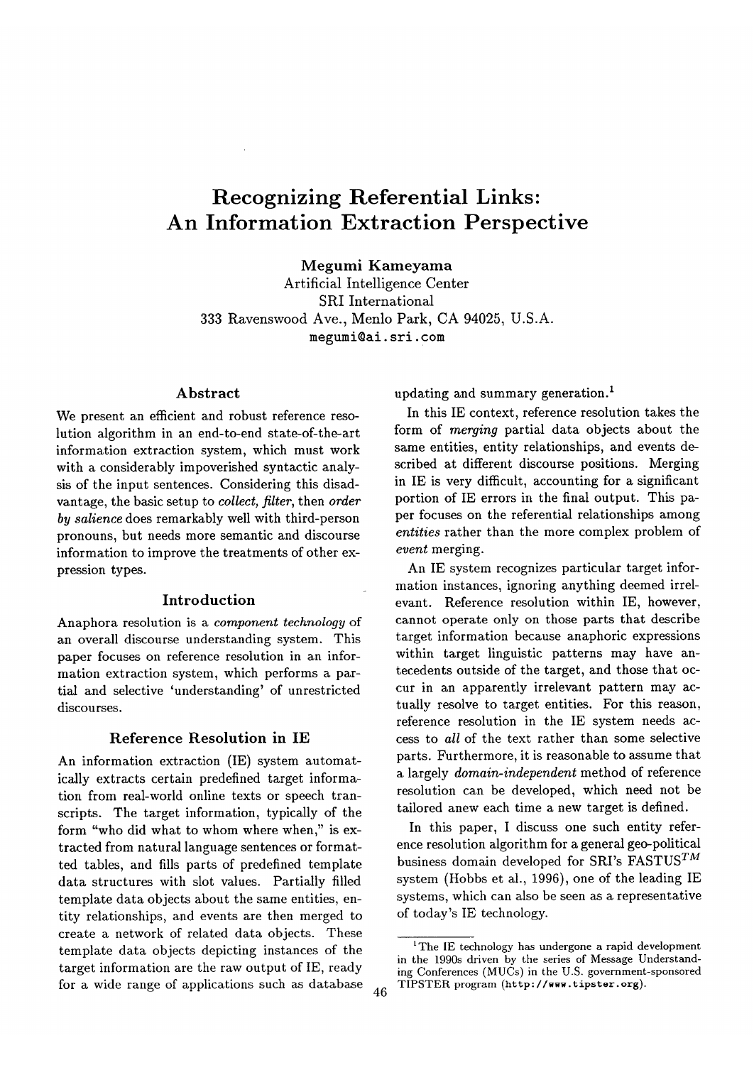# Recognizing Referential Links: An Information Extraction Perspective

**Megumi Kameyama**
Artificial Intelligence Center
SRI International
333 Ravenswood Ave., Menlo Park, CA 94025, U.S.A.
megumi@ai.sri.com

## Abstract

We present an efficient and robust reference resolution algorithm in an end-to-end state-of-the-art information extraction system, which must work with a considerably impoverished syntactic analysis of the input sentences. Considering this disadvantage, the basic setup to *collect, filter*, then *order by salience* does remarkably well with third-person pronouns, but needs more semantic and discourse information to improve the treatments of other expression types.

## Introduction

Anaphora resolution is a *component technology* of an overall discourse understanding system. This paper focuses on reference resolution in an information extraction system, which performs a partial and selective 'understanding' of unrestricted discourses.

## Reference Resolution in IE

An information extraction (IE) system automatically extracts certain predefined target information from real-world online texts or speech transcripts. The target information, typically of the form "who did what to whom where when," is extracted from natural language sentences or formatted tables, and fills parts of predefined template data structures with slot values. Partially filled template data objects about the same entities, entity relationships, and events are then merged to create a network of related data objects. These template data objects depicting instances of the target information are the raw output of IE, ready for a wide range of applications such as database updating and summary generation.[1]

In this IE context, reference resolution takes the form of *merging* partial data objects about the same entities, entity relationships, and events described at different discourse positions. Merging in IE is very difficult, accounting for a significant portion of IE errors in the final output. This paper focuses on the referential relationships among *entities* rather than the more complex problem of *event* merging.

An IE system recognizes particular target information instances, ignoring anything deemed irrelevant. Reference resolution within IE, however, cannot operate only on those parts that describe target information because anaphoric expressions within target linguistic patterns may have antecedents outside of the target, and those that occur in an apparently irrelevant pattern may actually resolve to target entities. For this reason, reference resolution in the IE system needs access to *all* of the text rather than some selective parts. Furthermore, it is reasonable to assume that a largely *domain-independent* method of reference resolution can be developed, which need not be tailored anew each time a new target is defined.

In this paper, I discuss one such entity reference resolution algorithm for a general geo-political business domain developed for SRI's FASTUS$^{TM}$ system (Hobbs et al., 1996), one of the leading IE systems, which can also be seen as a representative of today's IE technology.

[1] The IE technology has undergone a rapid development in the 1990s driven by the series of Message Understanding Conferences (MUCs) in the U.S. government-sponsored TIPSTER program (http://www.tipster.org).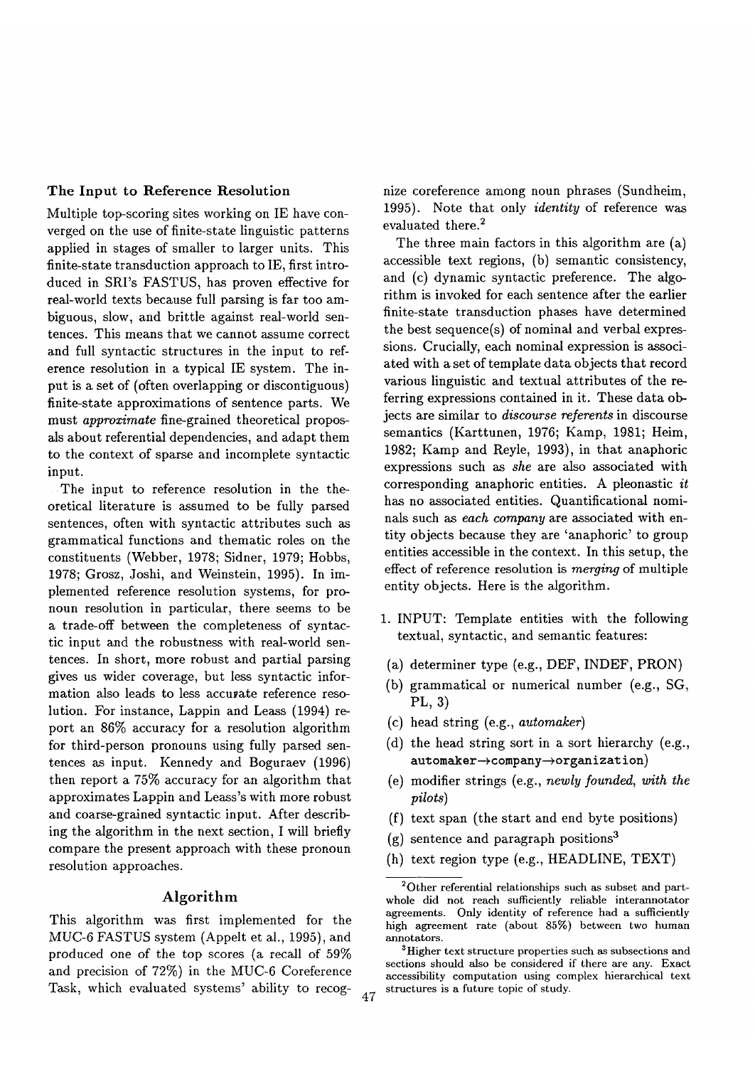### The Input to Reference Resolution

Multiple top-scoring sites working on IE have converged on the use of finite-state linguistic patterns applied in stages of smaller to larger units. This finite-state transduction approach to IE, first introduced in SRI's FASTUS, has proven effective for real-world texts because full parsing is far too ambiguous, slow, and brittle against real-world sentences. This means that we cannot assume correct and full syntactic structures in the input to reference resolution in a typical IE system. The input is a set of (often overlapping or discontiguous) finite-state approximations of sentence parts. We must *approximate* fine-grained theoretical proposals about referential dependencies, and adapt them to the context of sparse and incomplete syntactic input.

The input to reference resolution in the theoretical literature is assumed to be fully parsed sentences, often with syntactic attributes such as grammatical functions and thematic roles on the constituents (Webber, 1978; Sidner, 1979; Hobbs, 1978; Grosz, Joshi, and Weinstein, 1995). In implemented reference resolution systems, for pronoun resolution in particular, there seems to be a trade-off between the completeness of syntactic input and the robustness with real-world sentences. In short, more robust and partial parsing gives us wider coverage, but less syntactic information also leads to less accurate reference resolution. For instance, Lappin and Leass (1994) report an 86% accuracy for a resolution algorithm for third-person pronouns using fully parsed sentences as input. Kennedy and Boguraev (1996) then report a 75% accuracy for an algorithm that approximates Lappin and Leass's with more robust and coarse-grained syntactic input. After describing the algorithm in the next section, I will briefly compare the present approach with these pronoun resolution approaches.

## Algorithm

This algorithm was first implemented for the MUC-6 FASTUS system (Appelt et al., 1995), and produced one of the top scores (a recall of 59% and precision of 72%) in the MUC-6 Coreference Task, which evaluated systems' ability to recognize coreference among noun phrases (Sundheim, 1995). Note that only *identity* of reference was evaluated there.[2]

The three main factors in this algorithm are (a) accessible text regions, (b) semantic consistency, and (c) dynamic syntactic preference. The algorithm is invoked for each sentence after the earlier finite-state transduction phases have determined the best sequence(s) of nominal and verbal expressions. Crucially, each nominal expression is associated with a set of template data objects that record various linguistic and textual attributes of the referring expressions contained in it. These data objects are similar to *discourse referents* in discourse semantics (Karttunen, 1976; Kamp, 1981; Heim, 1982; Kamp and Reyle, 1993), in that anaphoric expressions such as *she* are also associated with corresponding anaphoric entities. A pleonastic *it* has no associated entities. Quantificational nominals such as *each company* are associated with entity objects because they are 'anaphoric' to group entities accessible in the context. In this setup, the effect of reference resolution is *merging* of multiple entity objects. Here is the algorithm.

1. INPUT: Template entities with the following textual, syntactic, and semantic features:
   - (a) determiner type (e.g., DEF, INDEF, PRON)
   - (b) grammatical or numerical number (e.g., SG, PL, 3)
   - (c) head string (e.g., *automaker*)
   - (d) the head string sort in a sort hierarchy (e.g., `automaker→company→organization`)
   - (e) modifier strings (e.g., *newly founded*, *with the pilots*)
   - (f) text span (the start and end byte positions)
   - (g) sentence and paragraph positions[3]
   - (h) text region type (e.g., HEADLINE, TEXT)

[2] Other referential relationships such as subset and part-whole did not reach sufficiently reliable interannotator agreements. Only identity of reference had a sufficiently high agreement rate (about 85%) between two human annotators.

[3] Higher text structure properties such as subsections and sections should also be considered if there are any. Exact accessibility computation using complex hierarchical text structures is a future topic of study.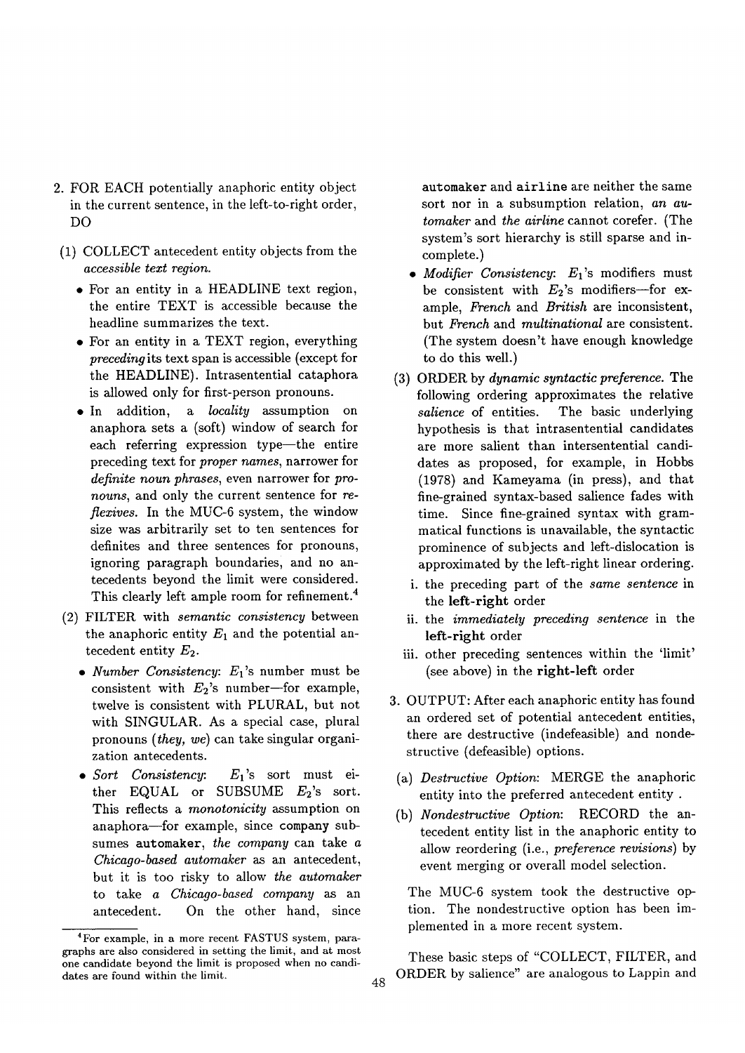2. FOR EACH potentially anaphoric entity object in the current sentence, in the left-to-right order, DO

(1) COLLECT antecedent entity objects from the *accessible text region.*

- For an entity in a HEADLINE text region, the entire TEXT is accessible because the headline summarizes the text.
- For an entity in a TEXT region, everything *preceding* its text span is accessible (except for the HEADLINE). Intrasentential cataphora is allowed only for first-person pronouns.
- In addition, a *locality* assumption on anaphora sets a (soft) window of search for each referring expression type—the entire preceding text for *proper names*, narrower for *definite noun phrases*, even narrower for *pronouns*, and only the current sentence for *reflexives*. In the MUC-6 system, the window size was arbitrarily set to ten sentences for definites and three sentences for pronouns, ignoring paragraph boundaries, and no antecedents beyond the limit were considered. This clearly left ample room for refinement.[4]

(2) FILTER with *semantic consistency* between the anaphoric entity $E_1$ and the potential antecedent entity $E_2$.

- *Number Consistency*: $E_1$'s number must be consistent with $E_2$'s number—for example, twelve is consistent with PLURAL, but not with SINGULAR. As a special case, plural pronouns (*they, we*) can take singular organization antecedents.
- *Sort Consistency*: $E_1$'s sort must either EQUAL or SUBSUME $E_2$'s sort. This reflects a *monotonicity* assumption on anaphora—for example, since `company` subsumes `automaker`, *the company* can take *a Chicago-based automaker* as an antecedent, but it is too risky to allow *the automaker* to take *a Chicago-based company* as an antecedent. On the other hand, since `automaker` and `airline` are neither the same sort nor in a subsumption relation, *an automaker* and *the airline* cannot corefer. (The system's sort hierarchy is still sparse and incomplete.)
- *Modifier Consistency*: $E_1$'s modifiers must be consistent with $E_2$'s modifiers—for example, *French* and *British* are inconsistent, but *French* and *multinational* are consistent. (The system doesn't have enough knowledge to do this well.)

(3) ORDER by *dynamic syntactic preference*. The following ordering approximates the relative *salience* of entities. The basic underlying hypothesis is that intrasentential candidates are more salient than intersentential candidates as proposed, for example, in Hobbs (1978) and Kameyama (in press), and that fine-grained syntax-based salience fades with time. Since fine-grained syntax with grammatical functions is unavailable, the syntactic prominence of subjects and left-dislocation is approximated by the left-right linear ordering.

i. the preceding part of the *same sentence* in the **left-right** order

ii. the *immediately preceding sentence* in the **left-right** order

iii. other preceding sentences within the 'limit' (see above) in the **right-left** order

3. OUTPUT: After each anaphoric entity has found an ordered set of potential antecedent entities, there are destructive (indefeasible) and nondestructive (defeasible) options.

(a) *Destructive Option*: MERGE the anaphoric entity into the preferred antecedent entity .

(b) *Nondestructive Option*: RECORD the antecedent entity list in the anaphoric entity to allow reordering (i.e., *preference revisions*) by event merging or overall model selection.

The MUC-6 system took the destructive option. The nondestructive option has been implemented in a more recent system.

These basic steps of "COLLECT, FILTER, and ORDER by salience" are analogous to Lappin and

[4] For example, in a more recent FASTUS system, paragraphs are also considered in setting the limit, and at most one candidate beyond the limit is proposed when no candidates are found within the limit.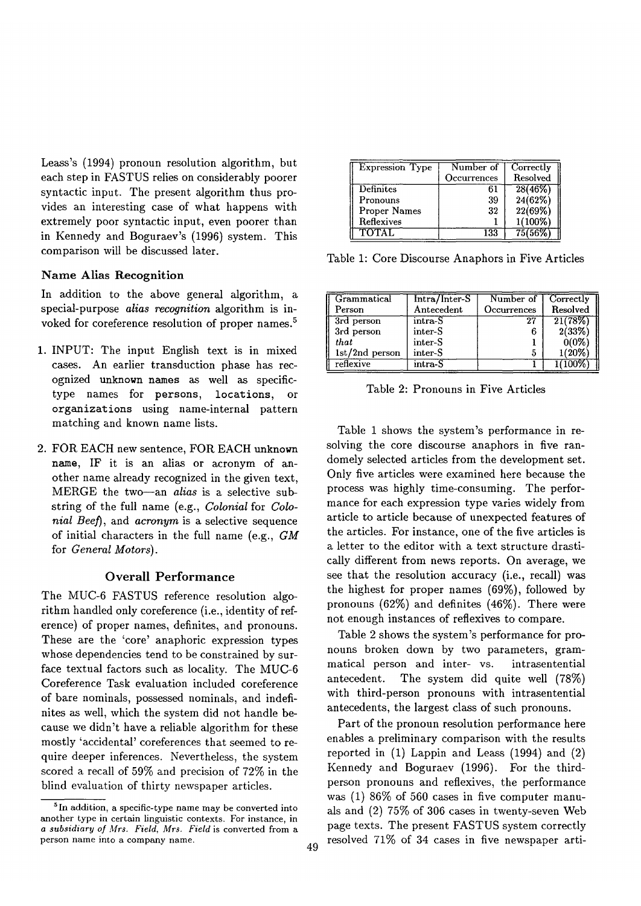Leass's (1994) pronoun resolution algorithm, but each step in FASTUS relies on considerably poorer syntactic input. The present algorithm thus provides an interesting case of what happens with extremely poor syntactic input, even poorer than in Kennedy and Boguraev's (1996) system. This comparison will be discussed later.

### Name Alias Recognition

In addition to the above general algorithm, a special-purpose *alias recognition* algorithm is invoked for coreference resolution of proper names.[5]

1. INPUT: The input English text is in mixed cases. An earlier transduction phase has recognized `unknown names` as well as specific-type names for `persons`, `locations`, or `organizations` using name-internal pattern matching and known name lists.

2. FOR EACH new sentence, FOR EACH `unknown name`, IF it is an alias or acronym of another name already recognized in the given text, MERGE the two—an *alias* is a selective substring of the full name (e.g., *Colonial* for *Colonial Beef*), and *acronym* is a selective sequence of initial characters in the full name (e.g., *GM* for *General Motors*).

## Overall Performance

The MUC-6 FASTUS reference resolution algorithm handled only coreference (i.e., identity of reference) of proper names, definites, and pronouns. These are the 'core' anaphoric expression types whose dependencies tend to be constrained by surface textual factors such as locality. The MUC-6 Coreference Task evaluation included coreference of bare nominals, possessed nominals, and indefinites as well, which the system did not handle because we didn't have a reliable algorithm for these mostly 'accidental' coreferences that seemed to require deeper inferences. Nevertheless, the system scored a recall of 59% and precision of 72% in the blind evaluation of thirty newspaper articles.

[5] In addition, a specific-type name may be converted into another type in certain linguistic contexts. For instance, in *a subsidiary of Mrs. Field, Mrs. Field* is converted from a person name into a company name.

| Expression Type | Number of Occurrences | Correctly Resolved |
|---|---|---|
| Definites | 61 | 28(46%) |
| Pronouns | 39 | 24(62%) |
| Proper Names | 32 | 22(69%) |
| Reflexives | 1 | 1(100%) |
| TOTAL | 133 | 75(56%) |

Table 1: Core Discourse Anaphors in Five Articles

| Grammatical Person | Intra/Inter-S Antecedent | Number of Occurrences | Correctly Resolved |
|---|---|---|---|
| 3rd person | intra-S | 27 | 21(78%) |
| 3rd person | inter-S | 6 | 2(33%) |
| *that* | inter-S | 1 | 0(0%) |
| 1st/2nd person | inter-S | 5 | 1(20%) |
| reflexive | intra-S | 1 | 1(100%) |

Table 2: Pronouns in Five Articles

Table 1 shows the system's performance in resolving the core discourse anaphors in five randomely selected articles from the development set. Only five articles were examined here because the process was highly time-consuming. The performance for each expression type varies widely from article to article because of unexpected features of the articles. For instance, one of the five articles is a letter to the editor with a text structure drastically different from news reports. On average, we see that the resolution accuracy (i.e., recall) was the highest for proper names (69%), followed by pronouns (62%) and definites (46%). There were not enough instances of reflexives to compare.

Table 2 shows the system's performance for pronouns broken down by two parameters, grammatical person and inter- vs. intrasentential antecedent. The system did quite well (78%) with third-person pronouns with intrasentential antecedents, the largest class of such pronouns.

Part of the pronoun resolution performance here enables a preliminary comparison with the results reported in (1) Lappin and Leass (1994) and (2) Kennedy and Boguraev (1996). For the third-person pronouns and reflexives, the performance was (1) 86% of 560 cases in five computer manuals and (2) 75% of 306 cases in twenty-seven Web page texts. The present FASTUS system correctly resolved 71% of 34 cases in five newspaper arti-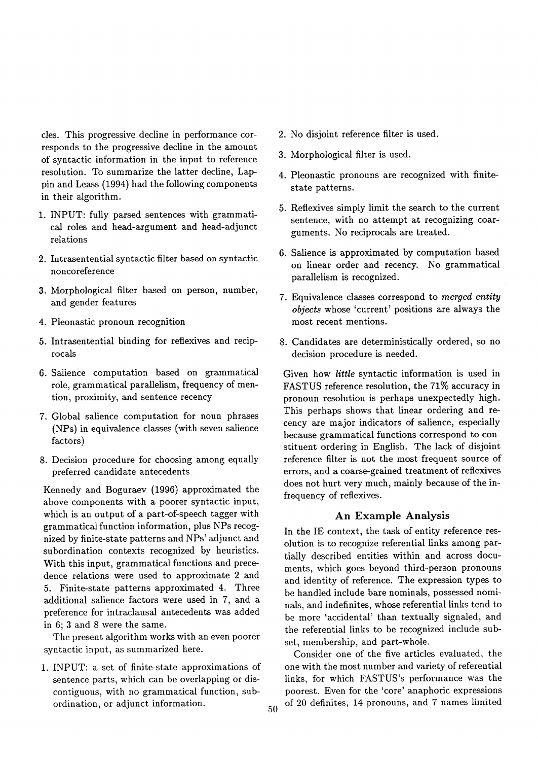cles. This progressive decline in performance corresponds to the progressive decline in the amount of syntactic information in the input to reference resolution. To summarize the latter decline, Lappin and Leass (1994) had the following components in their algorithm.

1. INPUT: fully parsed sentences with grammatical roles and head-argument and head-adjunct relations
2. Intrasentential syntactic filter based on syntactic noncoreference
3. Morphological filter based on person, number, and gender features
4. Pleonastic pronoun recognition
5. Intrasentential binding for reflexives and reciprocals
6. Salience computation based on grammatical role, grammatical parallelism, frequency of mention, proximity, and sentence recency
7. Global salience computation for noun phrases (NPs) in equivalence classes (with seven salience factors)
8. Decision procedure for choosing among equally preferred candidate antecedents

Kennedy and Boguraev (1996) approximated the above components with a poorer syntactic input, which is an output of a part-of-speech tagger with grammatical function information, plus NPs recognized by finite-state patterns and NPs' adjunct and subordination contexts recognized by heuristics. With this input, grammatical functions and precedence relations were used to approximate 2 and 5. Finite-state patterns approximated 4. Three additional salience factors were used in 7, and a preference for intraclausal antecedents was added in 6; 3 and 8 were the same.

The present algorithm works with an even poorer syntactic input, as summarized here.

1. INPUT: a set of finite-state approximations of sentence parts, which can be overlapping or discontiguous, with no grammatical function, subordination, or adjunct information.
2. No disjoint reference filter is used.
3. Morphological filter is used.
4. Pleonastic pronouns are recognized with finite-state patterns.
5. Reflexives simply limit the search to the current sentence, with no attempt at recognizing coarguments. No reciprocals are treated.
6. Salience is approximated by computation based on linear order and recency. No grammatical parallelism is recognized.
7. Equivalence classes correspond to *merged entity objects* whose 'current' positions are always the most recent mentions.
8. Candidates are deterministically ordered, so no decision procedure is needed.

Given how *little* syntactic information is used in FASTUS reference resolution, the 71% accuracy in pronoun resolution is perhaps unexpectedly high. This perhaps shows that linear ordering and recency are major indicators of salience, especially because grammatical functions correspond to constituent ordering in English. The lack of disjoint reference filter is not the most frequent source of errors, and a coarse-grained treatment of reflexives does not hurt very much, mainly because of the infrequency of reflexives.

## An Example Analysis

In the IE context, the task of entity reference resolution is to recognize referential links among partially described entities within and across documents, which goes beyond third-person pronouns and identity of reference. The expression types to be handled include bare nominals, possessed nominals, and indefinites, whose referential links tend to be more 'accidental' than textually signaled, and the referential links to be recognized include subset, membership, and part-whole.

Consider one of the five articles evaluated, the one with the most number and variety of referential links, for which FASTUS's performance was the poorest. Even for the 'core' anaphoric expressions of 20 definites, 14 pronouns, and 7 names limited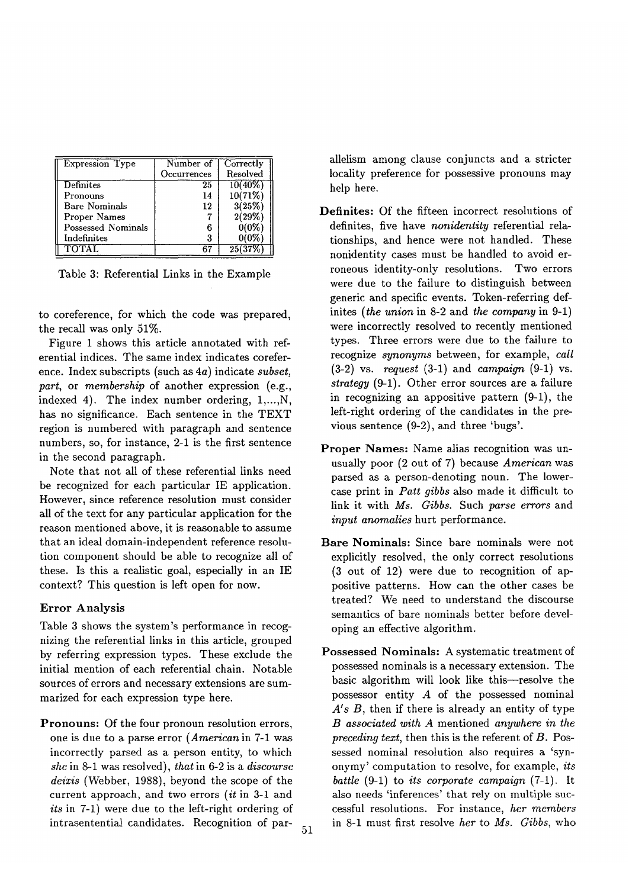| Expression Type | Number of Occurrences | Correctly Resolved |
|---|---|---|
| Definites | 25 | 10(40%) |
| Pronouns | 14 | 10(71%) |
| Bare Nominals | 12 | 3(25%) |
| Proper Names | 7 | 2(29%) |
| Possessed Nominals | 6 | 0(0%) |
| Indefinites | 3 | 0(0%) |
| TOTAL | 67 | 25(37%) |

Table 3: Referential Links in the Example

to coreference, for which the code was prepared, the recall was only 51%.

Figure 1 shows this article annotated with referential indices. The same index indicates coreference. Index subscripts (such as 4*a*) indicate *subset, part,* or *membership* of another expression (e.g., indexed 4). The index number ordering, 1,...,N, has no significance. Each sentence in the TEXT region is numbered with paragraph and sentence numbers, so, for instance, 2-1 is the first sentence in the second paragraph.

Note that not all of these referential links need be recognized for each particular IE application. However, since reference resolution must consider all of the text for any particular application for the reason mentioned above, it is reasonable to assume that an ideal domain-independent reference resolution component should be able to recognize all of these. Is this a realistic goal, especially in an IE context? This question is left open for now.

### Error Analysis

Table 3 shows the system's performance in recognizing the referential links in this article, grouped by referring expression types. These exclude the initial mention of each referential chain. Notable sources of errors and necessary extensions are summarized for each expression type here.

**Pronouns:** Of the four pronoun resolution errors, one is due to a parse error (*American* in 7-1 was incorrectly parsed as a person entity, to which *she* in 8-1 was resolved), *that* in 6-2 is a *discourse deixis* (Webber, 1988), beyond the scope of the current approach, and two errors (*it* in 3-1 and *its* in 7-1) were due to the left-right ordering of intrasentential candidates. Recognition of parallelism among clause conjuncts and a stricter locality preference for possessive pronouns may help here.

**Definites:** Of the fifteen incorrect resolutions of definites, five have *nonidentity* referential relationships, and hence were not handled. These nonidentity cases must be handled to avoid erroneous identity-only resolutions. Two errors were due to the failure to distinguish between generic and specific events. Token-referring definites (*the union* in 8-2 and *the company* in 9-1) were incorrectly resolved to recently mentioned types. Three errors were due to the failure to recognize *synonyms* between, for example, *call* (3-2) vs. *request* (3-1) and *campaign* (9-1) vs. *strategy* (9-1). Other error sources are a failure in recognizing an appositive pattern (9-1), the left-right ordering of the candidates in the previous sentence (9-2), and three 'bugs'.

**Proper Names:** Name alias recognition was unusually poor (2 out of 7) because *American* was parsed as a person-denoting noun. The lower-case print in *Patt gibbs* also made it difficult to link it with *Ms. Gibbs.* Such *parse errors* and *input anomalies* hurt performance.

**Bare Nominals:** Since bare nominals were not explicitly resolved, the only correct resolutions (3 out of 12) were due to recognition of appositive patterns. How can the other cases be treated? We need to understand the discourse semantics of bare nominals better before developing an effective algorithm.

**Possessed Nominals:** A systematic treatment of possessed nominals is a necessary extension. The basic algorithm will look like this—resolve the possessor entity $A$ of the possessed nominal $A's$ $B$, then if there is already an entity of type $B$ *associated with* $A$ mentioned *anywhere in the preceding text*, then this is the referent of $B$. Possessed nominal resolution also requires a 'synonymy' computation to resolve, for example, *its battle* (9-1) to *its corporate campaign* (7-1). It also needs 'inferences' that rely on multiple successful resolutions. For instance, *her members* in 8-1 must first resolve *her* to *Ms. Gibbs*, who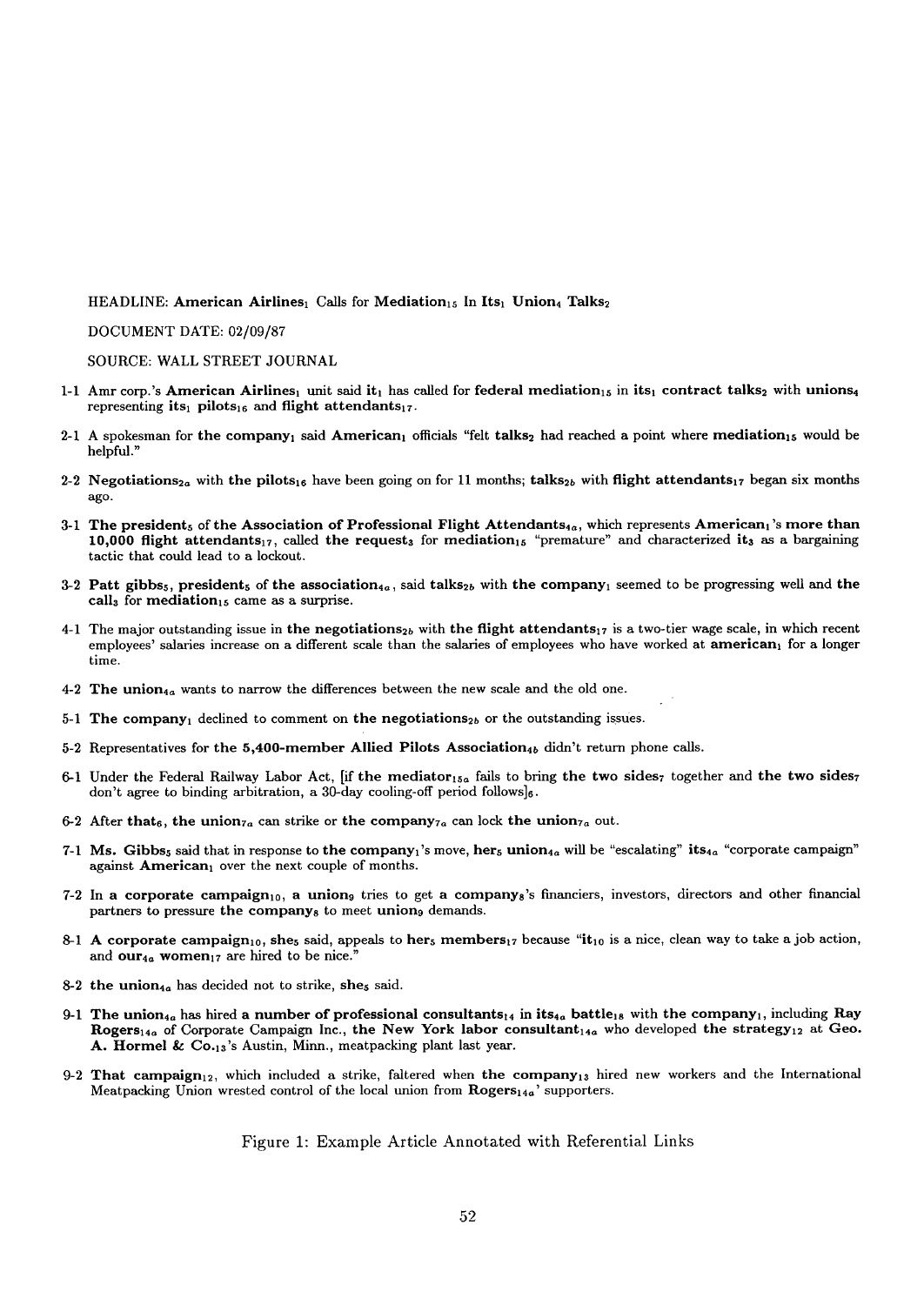HEADLINE: **American Airlines**$_1$ Calls for **Mediation**$_{15}$ In **Its**$_1$ **Union**$_4$ **Talks**$_2$

DOCUMENT DATE: 02/09/87

SOURCE: WALL STREET JOURNAL

1-1 Amr corp.'s **American Airlines**$_1$ unit said **it**$_1$ has called for **federal mediation**$_{15}$ in **its**$_1$ **contract talks**$_2$ with **unions**$_4$ representing **its**$_1$ **pilots**$_{16}$ and **flight attendants**$_{17}$.

2-1 A spokesman for **the company**$_1$ said **American**$_1$ officials "felt **talks**$_2$ had reached a point where **mediation**$_{15}$ would be helpful."

2-2 **Negotiations**$_{2a}$ with **the pilots**$_{16}$ have been going on for 11 months; **talks**$_{2b}$ with **flight attendants**$_{17}$ began six months ago.

3-1 **The president**$_5$ of **the Association of Professional Flight Attendants**$_{4a}$, which represents **American**$_1$'s **more than 10,000 flight attendants**$_{17}$, called **the request**$_3$ for **mediation**$_{15}$ "premature" and characterized **it**$_3$ as a bargaining tactic that could lead to a lockout.

3-2 **Patt gibbs**$_5$, **president**$_5$ of **the association**$_{4a}$, said **talks**$_{2b}$ with **the company**$_1$ seemed to be progressing well and **the call**$_3$ for **mediation**$_{15}$ came as a surprise.

4-1 The major outstanding issue in **the negotiations**$_{2b}$ with **the flight attendants**$_{17}$ is a two-tier wage scale, in which recent employees' salaries increase on a different scale than the salaries of employees who have worked at **american**$_1$ for a longer time.

4-2 **The union**$_{4a}$ wants to narrow the differences between the new scale and the old one.

5-1 **The company**$_1$ declined to comment on **the negotiations**$_{2b}$ or the outstanding issues.

5-2 Representatives for **the 5,400-member Allied Pilots Association**$_{4b}$ didn't return phone calls.

6-1 Under the Federal Railway Labor Act, [if **the mediator**$_{15a}$ fails to bring **the two sides**$_7$ together and **the two sides**$_7$ don't agree to binding arbitration, a 30-day cooling-off period follows]$_6$.

6-2 After **that**$_6$, **the union**$_{7a}$ can strike or **the company**$_{7a}$ can lock **the union**$_{7a}$ out.

7-1 **Ms. Gibbs**$_5$ said that in response to **the company**$_1$'s move, **her**$_5$ **union**$_{4a}$ will be "escalating" **its**$_{4a}$ "corporate campaign" against **American**$_1$ over the next couple of months.

7-2 In **a corporate campaign**$_{10}$, **a union**$_9$ tries to get **a company**$_8$'s financiers, investors, directors and other financial partners to pressure **the company**$_8$ to meet **union**$_9$ demands.

8-1 **A corporate campaign**$_{10}$, **she**$_5$ said, appeals to **her**$_5$ **members**$_{17}$ because "**it**$_{10}$ is a nice, clean way to take a job action, and **our**$_{4a}$ **women**$_{17}$ are hired to be nice."

8-2 **the union**$_{4a}$ has decided not to strike, **she**$_5$ said.

9-1 **The union**$_{4a}$ has hired **a number of professional consultants**$_{14}$ in **its**$_{4a}$ **battle**$_{18}$ with **the company**$_1$, including **Ray Rogers**$_{14a}$ of Corporate Campaign Inc., **the New York labor consultant**$_{14a}$ who developed **the strategy**$_{12}$ at **Geo. A. Hormel & Co.**$_{13}$'s Austin, Minn., meatpacking plant last year.

9-2 **That campaign**$_{12}$, which included a strike, faltered when **the company**$_{13}$ hired new workers and the International Meatpacking Union wrested control of the local union from **Rogers**$_{14a}$' supporters.

Figure 1: Example Article Annotated with Referential Links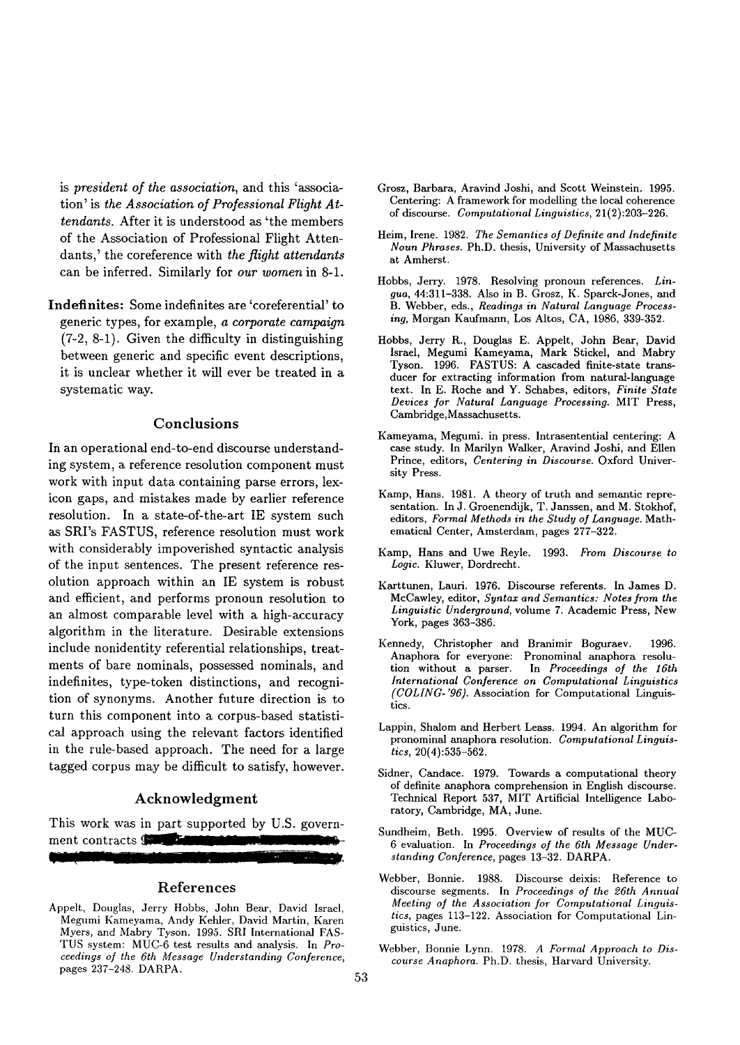is *president of the association*, and this 'association' is *the Association of Professional Flight Attendants*. After it is understood as 'the members of the Association of Professional Flight Attendants,' the coreference with *the flight attendants* can be inferred. Similarly for *our women* in 8-1.

**Indefinites:** Some indefinites are 'coreferential' to generic types, for example, *a corporate campaign* (7-2, 8-1). Given the difficulty in distinguishing between generic and specific event descriptions, it is unclear whether it will ever be treated in a systematic way.

## Conclusions

In an operational end-to-end discourse understanding system, a reference resolution component must work with input data containing parse errors, lexicon gaps, and mistakes made by earlier reference resolution. In a state-of-the-art IE system such as SRI's FASTUS, reference resolution must work with considerably impoverished syntactic analysis of the input sentences. The present reference resolution approach within an IE system is robust and efficient, and performs pronoun resolution to an almost comparable level with a high-accuracy algorithm in the literature. Desirable extensions include nonidentity referential relationships, treatments of bare nominals, possessed nominals, and indefinites, type-token distinctions, and recognition of synonyms. Another future direction is to turn this component into a corpus-based statistical approach using the relevant factors identified in the rule-based approach. The need for a large tagged corpus may be difficult to satisfy, however.

## Acknowledgment

This work was in part supported by U.S. government contracts

## References

Appelt, Douglas, Jerry Hobbs, John Bear, David Israel, Megumi Kameyama, Andy Kehler, David Martin, Karen Myers, and Mabry Tyson. 1995. SRI International FASTUS system: MUC-6 test results and analysis. In *Proceedings of the 6th Message Understanding Conference*, pages 237–248. DARPA.

Grosz, Barbara, Aravind Joshi, and Scott Weinstein. 1995. Centering: A framework for modelling the local coherence of discourse. *Computational Linguistics*, 21(2):203–226.

Heim, Irene. 1982. *The Semantics of Definite and Indefinite Noun Phrases*. Ph.D. thesis, University of Massachusetts at Amherst.

Hobbs, Jerry. 1978. Resolving pronoun references. *Lingua*, 44:311–338. Also in B. Grosz, K. Sparck-Jones, and B. Webber, eds., *Readings in Natural Language Processing*, Morgan Kaufmann, Los Altos, CA, 1986, 339-352.

Hobbs, Jerry R., Douglas E. Appelt, John Bear, David Israel, Megumi Kameyama, Mark Stickel, and Mabry Tyson. 1996. FASTUS: A cascaded finite-state transducer for extracting information from natural-language text. In E. Roche and Y. Schabes, editors, *Finite State Devices for Natural Language Processing*. MIT Press, Cambridge,Massachusetts.

Kameyama, Megumi. in press. Intrasentential centering: A case study. In Marilyn Walker, Aravind Joshi, and Ellen Prince, editors, *Centering in Discourse*. Oxford University Press.

Kamp, Hans. 1981. A theory of truth and semantic representation. In J. Groenendijk, T. Janssen, and M. Stokhof, editors, *Formal Methods in the Study of Language*. Mathematical Center, Amsterdam, pages 277–322.

Kamp, Hans and Uwe Reyle. 1993. *From Discourse to Logic*. Kluwer, Dordrecht.

Karttunen, Lauri. 1976. Discourse referents. In James D. McCawley, editor, *Syntax and Semantics: Notes from the Linguistic Underground*, volume 7. Academic Press, New York, pages 363–386.

Kennedy, Christopher and Branimir Boguraev. 1996. Anaphora for everyone: Pronominal anaphora resolution without a parser. In *Proceedings of the 16th International Conference on Computational Linguistics (COLING-'96)*. Association for Computational Linguistics.

Lappin, Shalom and Herbert Leass. 1994. An algorithm for pronominal anaphora resolution. *Computational Linguistics*, 20(4):535–562.

Sidner, Candace. 1979. Towards a computational theory of definite anaphora comprehension in English discourse. Technical Report 537, MIT Artificial Intelligence Laboratory, Cambridge, MA, June.

Sundheim, Beth. 1995. Overview of results of the MUC-6 evaluation. In *Proceedings of the 6th Message Understanding Conference*, pages 13–32. DARPA.

Webber, Bonnie. 1988. Discourse deixis: Reference to discourse segments. In *Proceedings of the 26th Annual Meeting of the Association for Computational Linguistics*, pages 113–122. Association for Computational Linguistics, June.

Webber, Bonnie Lynn. 1978. *A Formal Approach to Discourse Anaphora*. Ph.D. thesis, Harvard University.